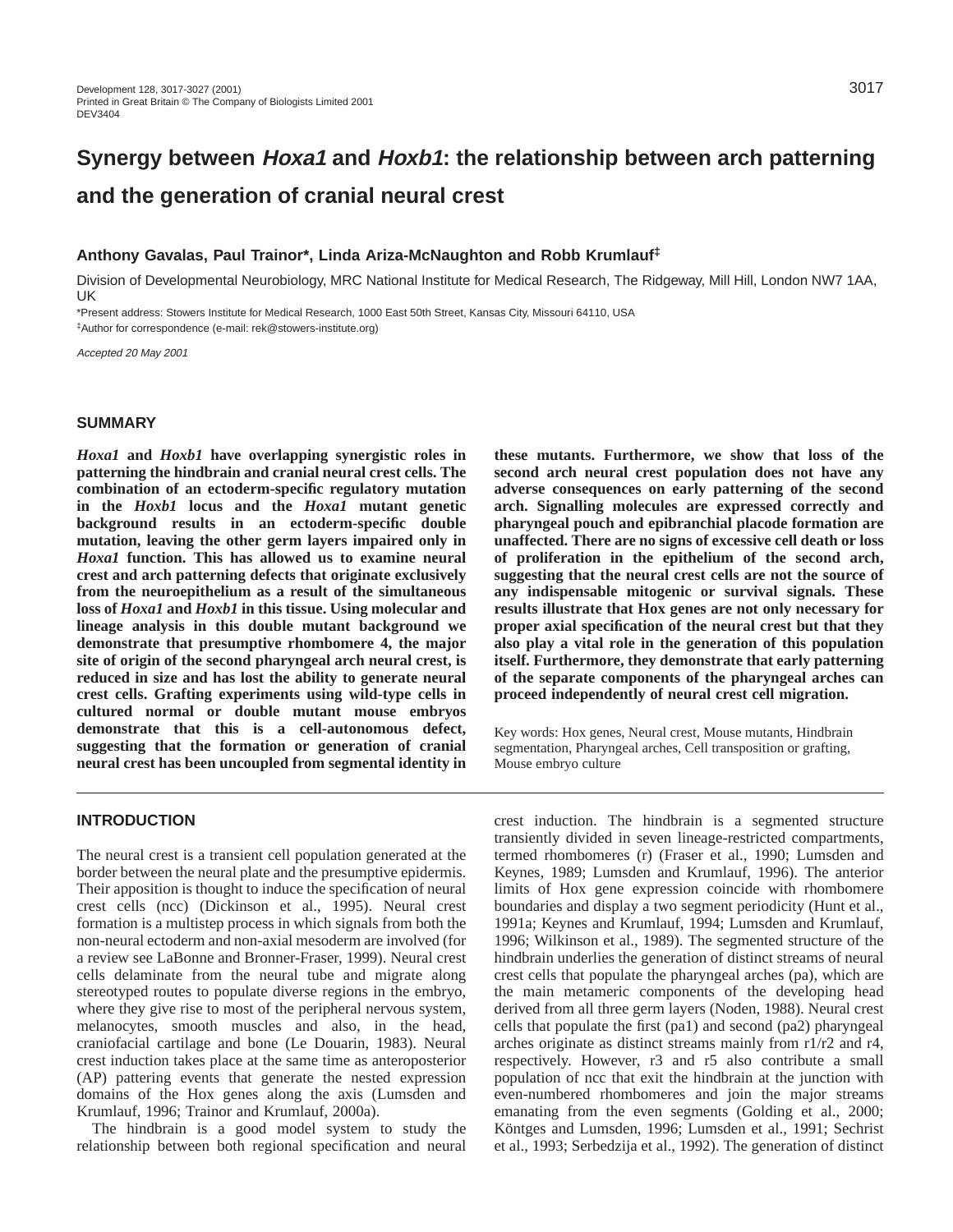# Synergy between *Hoxa1* and *Hoxb1*: the relationship between arch patterning and the generation of cranial neural crest

**Anthony Gavalas, Paul Trainor\*, Linda Ariza-McNaughton and Robb Krumlauf‡**

Division of Developmental Neurobiology, MRC National Institute for Medical Research, The Ridgeway, Mill Hill, London NW7 1AA, UK

\*Present address: Stowers Institute for Medical Research, 1000 East 50th Street, Kansas City, Missouri 64110, USA

‡Author for correspondence (e-mail: rek@stowers-institute.org)

*Accepted 20 May 2001*

## SUMMARY

***Hoxa1* and *Hoxb1* have overlapping synergistic roles in patterning the hindbrain and cranial neural crest cells. The combination of an ectoderm-specific regulatory mutation in the *Hoxb1* locus and the *Hoxa1* mutant genetic background results in an ectoderm-specific double mutation, leaving the other germ layers impaired only in *Hoxa1* function. This has allowed us to examine neural crest and arch patterning defects that originate exclusively from the neuroepithelium as a result of the simultaneous loss of *Hoxa1* and *Hoxb1* in this tissue. Using molecular and lineage analysis in this double mutant background we demonstrate that presumptive rhombomere 4, the major site of origin of the second pharyngeal arch neural crest, is reduced in size and has lost the ability to generate neural crest cells. Grafting experiments using wild-type cells in cultured normal or double mutant mouse embryos demonstrate that this is a cell-autonomous defect, suggesting that the formation or generation of cranial neural crest has been uncoupled from segmental identity in these mutants. Furthermore, we show that loss of the second arch neural crest population does not have any adverse consequences on early patterning of the second arch. Signalling molecules are expressed correctly and pharyngeal pouch and epibranchial placode formation are unaffected. There are no signs of excessive cell death or loss of proliferation in the epithelium of the second arch, suggesting that the neural crest cells are not the source of any indispensable mitogenic or survival signals. These results illustrate that Hox genes are not only necessary for proper axial specification of the neural crest but that they also play a vital role in the generation of this population itself. Furthermore, they demonstrate that early patterning of the separate components of the pharyngeal arches can proceed independently of neural crest cell migration.**

Key words: Hox genes, Neural crest, Mouse mutants, Hindbrain segmentation, Pharyngeal arches, Cell transposition or grafting, Mouse embryo culture

## INTRODUCTION

The neural crest is a transient cell population generated at the border between the neural plate and the presumptive epidermis. Their apposition is thought to induce the specification of neural crest cells (ncc) (Dickinson et al., 1995). Neural crest formation is a multistep process in which signals from both the non-neural ectoderm and non-axial mesoderm are involved (for a review see LaBonne and Bronner-Fraser, 1999). Neural crest cells delaminate from the neural tube and migrate along stereotyped routes to populate diverse regions in the embryo, where they give rise to most of the peripheral nervous system, melanocytes, smooth muscles and also, in the head, craniofacial cartilage and bone (Le Douarin, 1983). Neural crest induction takes place at the same time as anteroposterior (AP) pattering events that generate the nested expression domains of the Hox genes along the axis (Lumsden and Krumlauf, 1996; Trainor and Krumlauf, 2000a).

The hindbrain is a good model system to study the relationship between both regional specification and neural crest induction. The hindbrain is a segmented structure transiently divided in seven lineage-restricted compartments, termed rhombomeres (r) (Fraser et al., 1990; Lumsden and Keynes, 1989; Lumsden and Krumlauf, 1996). The anterior limits of Hox gene expression coincide with rhombomere boundaries and display a two segment periodicity (Hunt et al., 1991a; Keynes and Krumlauf, 1994; Lumsden and Krumlauf, 1996; Wilkinson et al., 1989). The segmented structure of the hindbrain underlies the generation of distinct streams of neural crest cells that populate the pharyngeal arches (pa), which are the main metameric components of the developing head derived from all three germ layers (Noden, 1988). Neural crest cells that populate the first (pa1) and second (pa2) pharyngeal arches originate as distinct streams mainly from r1/r2 and r4, respectively. However, r3 and r5 also contribute a small population of ncc that exit the hindbrain at the junction with even-numbered rhombomeres and join the major streams emanating from the even segments (Golding et al., 2000; Köntges and Lumsden, 1996; Lumsden et al., 1991; Sechrist et al., 1993; Serbedzija et al., 1992). The generation of distinct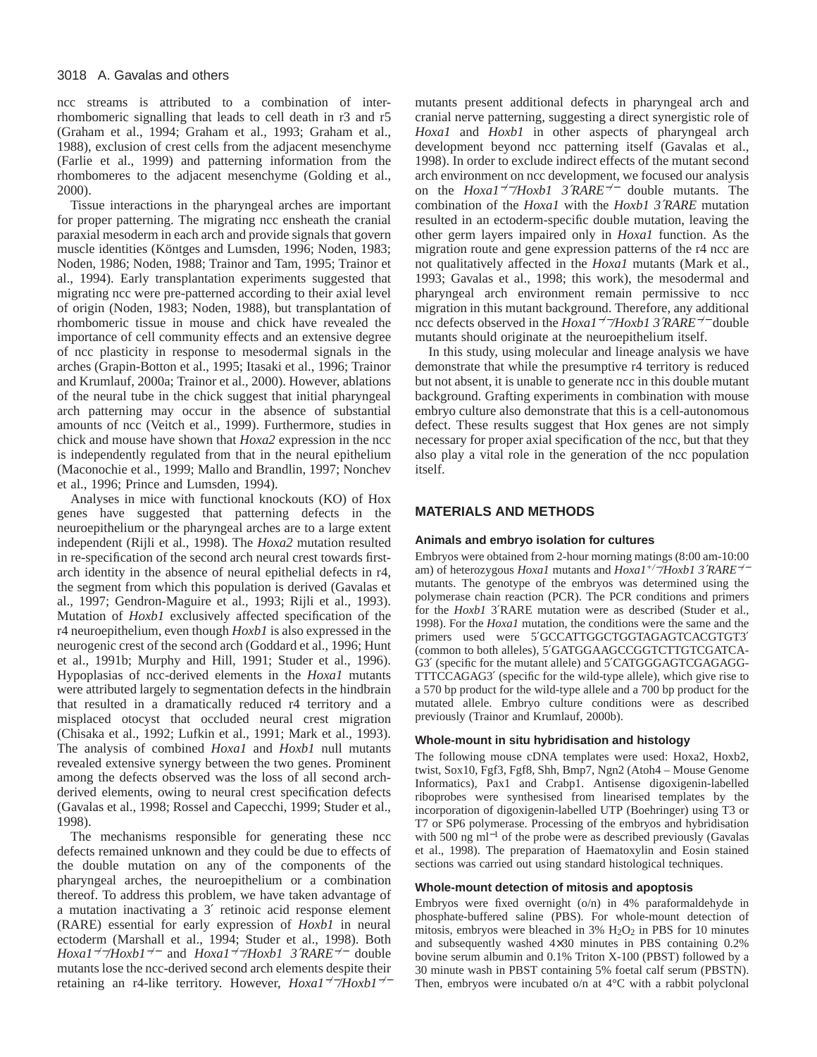ncc streams is attributed to a combination of inter-rhombomeric signalling that leads to cell death in r3 and r5 (Graham et al., 1994; Graham et al., 1993; Graham et al., 1988), exclusion of crest cells from the adjacent mesenchyme (Farlie et al., 1999) and patterning information from the rhombomeres to the adjacent mesenchyme (Golding et al., 2000).

Tissue interactions in the pharyngeal arches are important for proper patterning. The migrating ncc ensheath the cranial paraxial mesoderm in each arch and provide signals that govern muscle identities (Köntges and Lumsden, 1996; Noden, 1983; Noden, 1986; Noden, 1988; Trainor and Tam, 1995; Trainor et al., 1994). Early transplantation experiments suggested that migrating ncc were pre-patterned according to their axial level of origin (Noden, 1983; Noden, 1988), but transplantation of rhombomeric tissue in mouse and chick have revealed the importance of cell community effects and an extensive degree of ncc plasticity in response to mesodermal signals in the arches (Grapin-Botton et al., 1995; Itasaki et al., 1996; Trainor and Krumlauf, 2000a; Trainor et al., 2000). However, ablations of the neural tube in the chick suggest that initial pharyngeal arch patterning may occur in the absence of substantial amounts of ncc (Veitch et al., 1999). Furthermore, studies in chick and mouse have shown that *Hoxa2* expression in the ncc is independently regulated from that in the neural epithelium (Maconochie et al., 1999; Mallo and Brandlin, 1997; Nonchev et al., 1996; Prince and Lumsden, 1994).

Analyses in mice with functional knockouts (KO) of Hox genes have suggested that patterning defects in the neuroepithelium or the pharyngeal arches are to a large extent independent (Rijli et al., 1998). The *Hoxa2* mutation resulted in re-specification of the second arch neural crest towards first-arch identity in the absence of neural epithelial defects in r4, the segment from which this population is derived (Gavalas et al., 1997; Gendron-Maguire et al., 1993; Rijli et al., 1993). Mutation of *Hoxb1* exclusively affected specification of the r4 neuroepithelium, even though *Hoxb1* is also expressed in the neurogenic crest of the second arch (Goddard et al., 1996; Hunt et al., 1991b; Murphy and Hill, 1991; Studer et al., 1996). Hypoplasias of ncc-derived elements in the *Hoxa1* mutants were attributed largely to segmentation defects in the hindbrain that resulted in a dramatically reduced r4 territory and a misplaced otocyst that occluded neural crest migration (Chisaka et al., 1992; Lufkin et al., 1991; Mark et al., 1993). The analysis of combined *Hoxa1* and *Hoxb1* null mutants revealed extensive synergy between the two genes. Prominent among the defects observed was the loss of all second arch-derived elements, owing to neural crest specification defects (Gavalas et al., 1998; Rossel and Capecchi, 1999; Studer et al., 1998).

The mechanisms responsible for generating these ncc defects remained unknown and they could be due to effects of the double mutation on any of the components of the pharyngeal arches, the neuroepithelium or a combination thereof. To address this problem, we have taken advantage of a mutation inactivating a 3′ retinoic acid response element (RARE) essential for early expression of *Hoxb1* in neural ectoderm (Marshall et al., 1994; Studer et al., 1998). Both *Hoxa1*$^{-/-}$/*Hoxb1*$^{-/-}$ and *Hoxa1*$^{-/-}$/*Hoxb1 3′RARE*$^{-/-}$ double mutants lose the ncc-derived second arch elements despite their retaining an r4-like territory. However, *Hoxa1*$^{-/-}$/*Hoxb1*$^{-/-}$ mutants present additional defects in pharyngeal arch and cranial nerve patterning, suggesting a direct synergistic role of *Hoxa1* and *Hoxb1* in other aspects of pharyngeal arch development beyond ncc patterning itself (Gavalas et al., 1998). In order to exclude indirect effects of the mutant second arch environment on ncc development, we focused our analysis on the *Hoxa1*$^{-/-}$/*Hoxb1 3′RARE*$^{-/-}$ double mutants. The combination of the *Hoxa1* with the *Hoxb1 3′RARE* mutation resulted in an ectoderm-specific double mutation, leaving the other germ layers impaired only in *Hoxa1* function. As the migration route and gene expression patterns of the r4 ncc are not qualitatively affected in the *Hoxa1* mutants (Mark et al., 1993; Gavalas et al., 1998; this work), the mesodermal and pharyngeal arch environment remain permissive to ncc migration in this mutant background. Therefore, any additional ncc defects observed in the *Hoxa1*$^{-/-}$/*Hoxb1 3′RARE*$^{-/-}$double mutants should originate at the neuroepithelium itself.

In this study, using molecular and lineage analysis we have demonstrate that while the presumptive r4 territory is reduced but not absent, it is unable to generate ncc in this double mutant background. Grafting experiments in combination with mouse embryo culture also demonstrate that this is a cell-autonomous defect. These results suggest that Hox genes are not simply necessary for proper axial specification of the ncc, but that they also play a vital role in the generation of the ncc population itself.

## MATERIALS AND METHODS

### Animals and embryo isolation for cultures

Embryos were obtained from 2-hour morning matings (8:00 am-10:00 am) of heterozygous *Hoxa1* mutants and *Hoxa1*$^{+/-}$/*Hoxb1 3′RARE*$^{-/-}$ mutants. The genotype of the embryos was determined using the polymerase chain reaction (PCR). The PCR conditions and primers for the *Hoxb1* 3′RARE mutation were as described (Studer et al., 1998). For the *Hoxa1* mutation, the conditions were the same and the primers used were 5′GCCATTGGCTGGTAGAGTCACGTGT3′ (common to both alleles), 5′GATGGAAGCCGGTCTTGTCGATCA-G3′ (specific for the mutant allele) and 5′CATGGGAGTCGAGAGG-TTTCCAGAG3′ (specific for the wild-type allele), which give rise to a 570 bp product for the wild-type allele and a 700 bp product for the mutated allele. Embryo culture conditions were as described previously (Trainor and Krumlauf, 2000b).

### Whole-mount in situ hybridisation and histology

The following mouse cDNA templates were used: Hoxa2, Hoxb2, twist, Sox10, Fgf3, Fgf8, Shh, Bmp7, Ngn2 (Atoh4 – Mouse Genome Informatics), Pax1 and Crabp1. Antisense digoxigenin-labelled riboprobes were synthesised from linearised templates by the incorporation of digoxigenin-labelled UTP (Boehringer) using T3 or T7 or SP6 polymerase. Processing of the embryos and hybridisation with 500 ng ml$^{-1}$ of the probe were as described previously (Gavalas et al., 1998). The preparation of Haematoxylin and Eosin stained sections was carried out using standard histological techniques.

### Whole-mount detection of mitosis and apoptosis

Embryos were fixed overnight (o/n) in 4% paraformaldehyde in phosphate-buffered saline (PBS). For whole-mount detection of mitosis, embryos were bleached in 3% $H_2O_2$ in PBS for 10 minutes and subsequently washed 4×30 minutes in PBS containing 0.2% bovine serum albumin and 0.1% Triton X-100 (PBST) followed by a 30 minute wash in PBST containing 5% foetal calf serum (PBSTN). Then, embryos were incubated o/n at 4°C with a rabbit polyclonal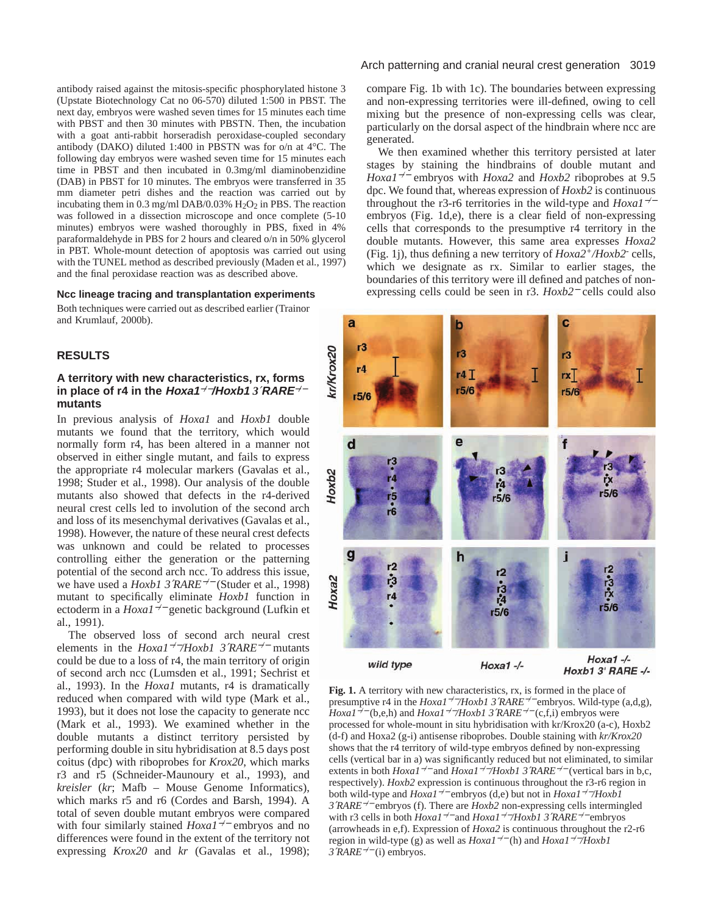antibody raised against the mitosis-specific phosphorylated histone 3 (Upstate Biotechnology Cat no 06-570) diluted 1:500 in PBST. The next day, embryos were washed seven times for 15 minutes each time with PBST and then 30 minutes with PBSTN. Then, the incubation with a goat anti-rabbit horseradish peroxidase-coupled secondary antibody (DAKO) diluted 1:400 in PBSTN was for o/n at 4°C. The following day embryos were washed seven time for 15 minutes each time in PBST and then incubated in 0.3mg/ml diaminobenzidine (DAB) in PBST for 10 minutes. The embryos were transferred in 35 mm diameter petri dishes and the reaction was carried out by incubating them in 0.3 mg/ml DAB/0.03% $H_2O_2$ in PBS. The reaction was followed in a dissection microscope and once complete (5-10 minutes) embryos were washed thoroughly in PBS, fixed in 4% paraformaldehyde in PBS for 2 hours and cleared o/n in 50% glycerol in PBT. Whole-mount detection of apoptosis was carried out using with the TUNEL method as described previously (Maden et al., 1997) and the final peroxidase reaction was as described above.

### Ncc lineage tracing and transplantation experiments

Both techniques were carried out as described earlier (Trainor and Krumlauf, 2000b).

## RESULTS

### A territory with new characteristics, rx, forms in place of r4 in the *Hoxa1*$^{-/-}$/*Hoxb1 3′RARE*$^{-/-}$ mutants

In previous analysis of *Hoxa1* and *Hoxb1* double mutants we found that the territory, which would normally form r4, has been altered in a manner not observed in either single mutant, and fails to express the appropriate r4 molecular markers (Gavalas et al., 1998; Studer et al., 1998). Our analysis of the double mutants also showed that defects in the r4-derived neural crest cells led to involution of the second arch and loss of its mesenchymal derivatives (Gavalas et al., 1998). However, the nature of these neural crest defects was unknown and could be related to processes controlling either the generation or the patterning potential of the second arch ncc. To address this issue, we have used a *Hoxb1 3′RARE*$^{-/-}$ (Studer et al., 1998) mutant to specifically eliminate *Hoxb1* function in ectoderm in a *Hoxa1*$^{-/-}$ genetic background (Lufkin et al., 1991).

The observed loss of second arch neural crest elements in the *Hoxa1*$^{-/-}$/*Hoxb1 3′RARE*$^{-/-}$ mutants could be due to a loss of r4, the main territory of origin of second arch ncc (Lumsden et al., 1991; Sechrist et al., 1993). In the *Hoxa1* mutants, r4 is dramatically reduced when compared with wild type (Mark et al., 1993), but it does not lose the capacity to generate ncc (Mark et al., 1993). We examined whether in the double mutants a distinct territory persisted by performing double in situ hybridisation at 8.5 days post coitus (dpc) with riboprobes for *Krox20*, which marks r3 and r5 (Schneider-Maunoury et al., 1993), and *kreisler* (*kr*; Mafb – Mouse Genome Informatics), which marks r5 and r6 (Cordes and Barsh, 1994). A total of seven double mutant embryos were compared with four similarly stained *Hoxa1*$^{-/-}$ embryos and no differences were found in the extent of the territory not expressing *Krox20* and *kr* (Gavalas et al., 1998); compare Fig. 1b with 1c). The boundaries between expressing and non-expressing territories were ill-defined, owing to cell mixing but the presence of non-expressing cells was clear, particularly on the dorsal aspect of the hindbrain where ncc are generated.

We then examined whether this territory persisted at later stages by staining the hindbrains of double mutant and *Hoxa1*$^{-/-}$ embryos with *Hoxa2* and *Hoxb2* riboprobes at 9.5 dpc. We found that, whereas expression of *Hoxb2* is continuous throughout the r3-r6 territories in the wild-type and *Hoxa1*$^{-/-}$ embryos (Fig. 1d,e), there is a clear field of non-expressing cells that corresponds to the presumptive r4 territory in the double mutants. However, this same area expresses *Hoxa2* (Fig. 1j), thus defining a new territory of *Hoxa2*$^{+}$/*Hoxb2*$^{-}$ cells, which we designate as rx. Similar to earlier stages, the boundaries of this territory were ill defined and patches of non-expressing cells could be seen in r3. *Hoxb2*$^{-}$ cells could also

**Fig. 1.** A territory with new characteristics, rx, is formed in the place of presumptive r4 in the *Hoxa1*$^{-/-}$/*Hoxb1 3′RARE*$^{-/-}$ embryos. Wild-type (a,d,g), *Hoxa1*$^{-/-}$ (b,e,h) and *Hoxa1*$^{-/-}$/*Hoxb1 3′RARE*$^{-/-}$ (c,f,i) embryos were processed for whole-mount in situ hybridisation with kr/Krox20 (a-c), Hoxb2 (d-f) and Hoxa2 (g-i) antisense riboprobes. Double staining with *kr/Krox20* shows that the r4 territory of wild-type embryos defined by non-expressing cells (vertical bar in a) was significantly reduced but not eliminated, to similar extents in both *Hoxa1*$^{-/-}$ and *Hoxa1*$^{-/-}$/*Hoxb1 3′RARE*$^{-/-}$ (vertical bars in b,c, respectively). *Hoxb2* expression is continuous throughout the r3-r6 region in both wild-type and *Hoxa1*$^{-/-}$ embryos (d,e) but not in *Hoxa1*$^{-/-}$/*Hoxb1 3′RARE*$^{-/-}$ embryos (f). There are *Hoxb2* non-expressing cells intermingled with r3 cells in both *Hoxa1*$^{-/-}$ and *Hoxa1*$^{-/-}$/*Hoxb1 3′RARE*$^{-/-}$ embryos (arrowheads in e,f). Expression of *Hoxa2* is continuous throughout the r2-r6 region in wild-type (g) as well as *Hoxa1*$^{-/-}$ (h) and *Hoxa1*$^{-/-}$/*Hoxb1 3′RARE*$^{-/-}$ (i) embryos.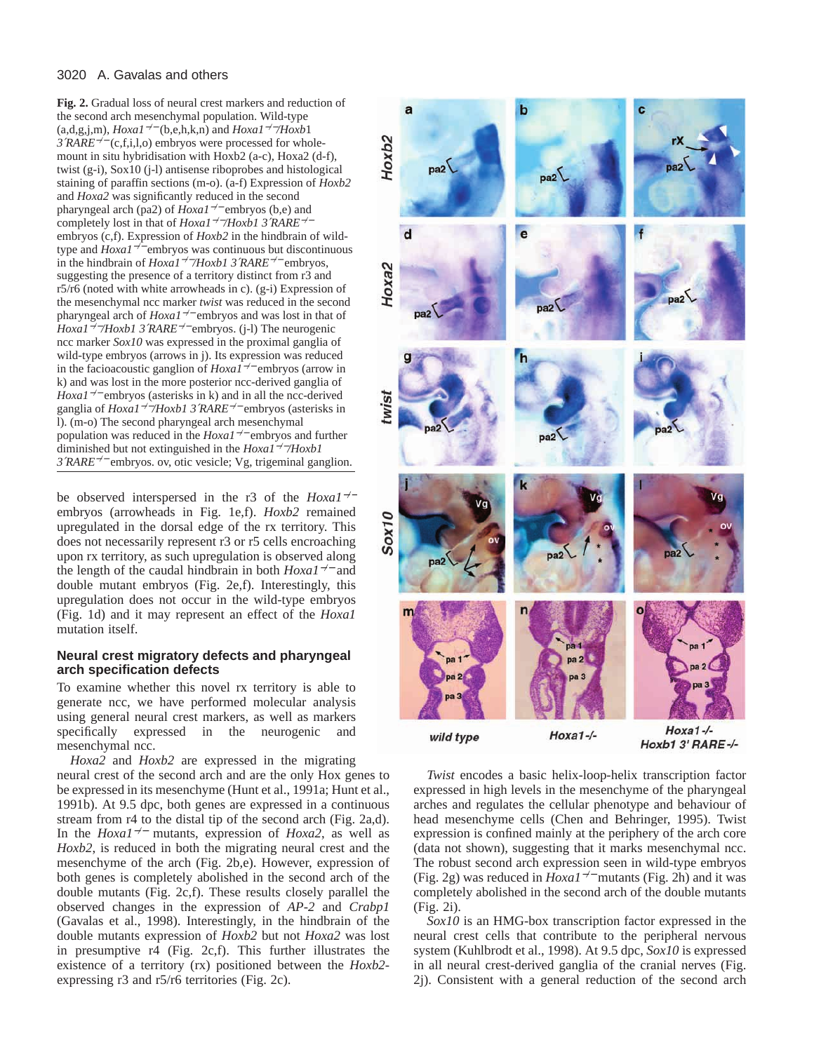**Fig. 2.** Gradual loss of neural crest markers and reduction of the second arch mesenchymal population. Wild-type (a,d,g,j,m), *Hoxa1*$^{-/-}$(b,e,h,k,n) and *Hoxa1*$^{-/-}$/*Hoxb1 3′RARE*$^{-/-}$(c,f,i,l,o) embryos were processed for whole-mount in situ hybridisation with Hoxb2 (a-c), Hoxa2 (d-f), twist (g-i), Sox10 (j-l) antisense riboprobes and histological staining of paraffin sections (m-o). (a-f) Expression of *Hoxb2* and *Hoxa2* was significantly reduced in the second pharyngeal arch (pa2) of *Hoxa1*$^{-/-}$embryos (b,e) and completely lost in that of *Hoxa1*$^{-/-}$/*Hoxb1 3′RARE*$^{-/-}$ embryos (c,f). Expression of *Hoxb2* in the hindbrain of wild-type and *Hoxa1*$^{-/-}$embryos was continuous but discontinuous in the hindbrain of *Hoxa1*$^{-/-}$/*Hoxb1 3′RARE*$^{-/-}$embryos, suggesting the presence of a territory distinct from r3 and r5/r6 (noted with white arrowheads in c). (g-i) Expression of the mesenchymal ncc marker *twist* was reduced in the second pharyngeal arch of *Hoxa1*$^{-/-}$embryos and was lost in that of *Hoxa1*$^{-/-}$/*Hoxb1 3′RARE*$^{-/-}$embryos. (j-l) The neurogenic ncc marker *Sox10* was expressed in the proximal ganglia of wild-type embryos (arrows in j). Its expression was reduced in the facioacoustic ganglion of *Hoxa1*$^{-/-}$embryos (arrow in k) and was lost in the more posterior ncc-derived ganglia of *Hoxa1*$^{-/-}$embryos (asterisks in k) and in all the ncc-derived ganglia of *Hoxa1*$^{-/-}$/*Hoxb1 3′RARE*$^{-/-}$embryos (asterisks in l). (m-o) The second pharyngeal arch mesenchymal population was reduced in the *Hoxa1*$^{-/-}$embryos and further diminished but not extinguished in the *Hoxa1*$^{-/-}$/*Hoxb1 3′RARE*$^{-/-}$embryos. ov, otic vesicle; Vg, trigeminal ganglion.

be observed interspersed in the r3 of the *Hoxa1*$^{-/-}$ embryos (arrowheads in Fig. 1e,f). *Hoxb2* remained upregulated in the dorsal edge of the rx territory. This does not necessarily represent r3 or r5 cells encroaching upon rx territory, as such upregulation is observed along the length of the caudal hindbrain in both *Hoxa1*$^{-/-}$and double mutant embryos (Fig. 2e,f). Interestingly, this upregulation does not occur in the wild-type embryos (Fig. 1d) and it may represent an effect of the *Hoxa1* mutation itself.

### Neural crest migratory defects and pharyngeal arch specification defects

To examine whether this novel rx territory is able to generate ncc, we have performed molecular analysis using general neural crest markers, as well as markers specifically expressed in the neurogenic and mesenchymal ncc.

*Hoxa2* and *Hoxb2* are expressed in the migrating neural crest of the second arch and are the only Hox genes to be expressed in its mesenchyme (Hunt et al., 1991a; Hunt et al., 1991b). At 9.5 dpc, both genes are expressed in a continuous stream from r4 to the distal tip of the second arch (Fig. 2a,d). In the *Hoxa1*$^{-/-}$ mutants, expression of *Hoxa2*, as well as *Hoxb2*, is reduced in both the migrating neural crest and the mesenchyme of the arch (Fig. 2b,e). However, expression of both genes is completely abolished in the second arch of the double mutants (Fig. 2c,f). These results closely parallel the observed changes in the expression of *AP-2* and *Crabp1* (Gavalas et al., 1998). Interestingly, in the hindbrain of the double mutants expression of *Hoxb2* but not *Hoxa2* was lost in presumptive r4 (Fig. 2c,f). This further illustrates the existence of a territory (rx) positioned between the *Hoxb2*-expressing r3 and r5/r6 territories (Fig. 2c).

*Twist* encodes a basic helix-loop-helix transcription factor expressed in high levels in the mesenchyme of the pharyngeal arches and regulates the cellular phenotype and behaviour of head mesenchyme cells (Chen and Behringer, 1995). Twist expression is confined mainly at the periphery of the arch core (data not shown), suggesting that it marks mesenchymal ncc. The robust second arch expression seen in wild-type embryos (Fig. 2g) was reduced in *Hoxa1*$^{-/-}$mutants (Fig. 2h) and it was completely abolished in the second arch of the double mutants (Fig. 2i).

*Sox10* is an HMG-box transcription factor expressed in the neural crest cells that contribute to the peripheral nervous system (Kuhlbrodt et al., 1998). At 9.5 dpc, *Sox10* is expressed in all neural crest-derived ganglia of the cranial nerves (Fig. 2j). Consistent with a general reduction of the second arch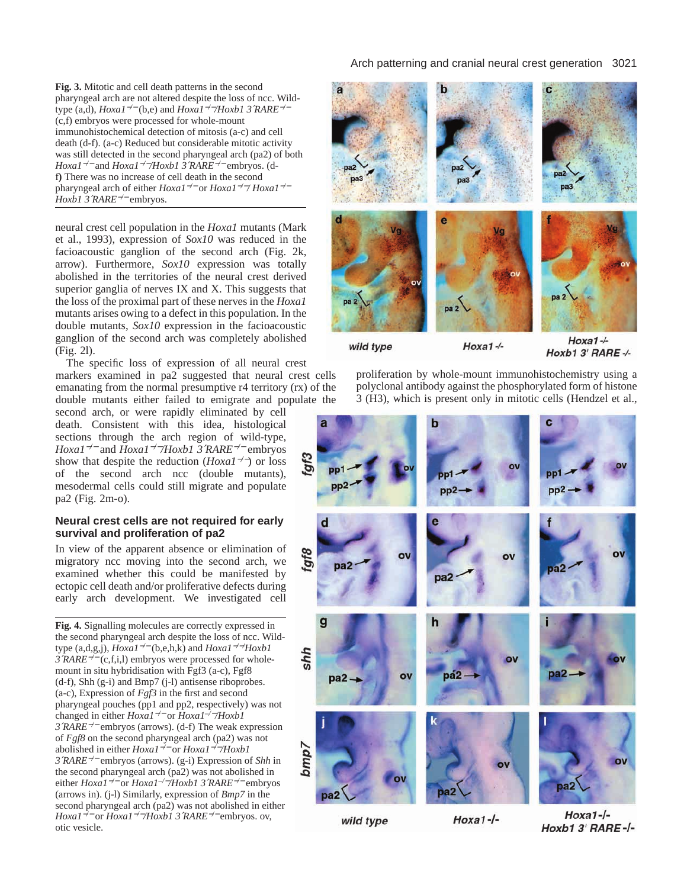**Fig. 3.** Mitotic and cell death patterns in the second pharyngeal arch are not altered despite the loss of ncc. Wild-type (a,d), *Hoxa1*$^{-/-}$(b,e) and *Hoxa1*$^{-/-}$/*Hoxb1 3′RARE*$^{-/-}$ (c,f) embryos were processed for whole-mount immunohistochemical detection of mitosis (a-c) and cell death (d-f). (a-c) Reduced but considerable mitotic activity was still detected in the second pharyngeal arch (pa2) of both *Hoxa1*$^{-/-}$and *Hoxa1*$^{-/-}$/*Hoxb1 3′RARE*$^{-/-}$embryos. (d-f) There was no increase of cell death in the second pharyngeal arch of either *Hoxa1*$^{-/-}$or *Hoxa1*$^{-/-}$/ *Hoxa1*$^{-/-}$ *Hoxb1 3′RARE*$^{-/-}$embryos.

neural crest cell population in the *Hoxa1* mutants (Mark et al., 1993), expression of *Sox10* was reduced in the facioacoustic ganglion of the second arch (Fig. 2k, arrow). Furthermore, *Sox10* expression was totally abolished in the territories of the neural crest derived superior ganglia of nerves IX and X. This suggests that the loss of the proximal part of these nerves in the *Hoxa1* mutants arises owing to a defect in this population. In the double mutants, *Sox10* expression in the facioacoustic ganglion of the second arch was completely abolished (Fig. 2l).

The specific loss of expression of all neural crest markers examined in pa2 suggested that neural crest cells emanating from the normal presumptive r4 territory (rx) of the double mutants either failed to emigrate and populate the second arch, or were rapidly eliminated by cell death. Consistent with this idea, histological sections through the arch region of wild-type, *Hoxa1*$^{-/-}$and *Hoxa1*$^{-/-}$/*Hoxb1 3′RARE*$^{-/-}$embryos show that despite the reduction (*Hoxa1*$^{-/-}$) or loss of the second arch ncc (double mutants), mesodermal cells could still migrate and populate pa2 (Fig. 2m-o).

## Neural crest cells are not required for early survival and proliferation of pa2

In view of the apparent absence or elimination of migratory ncc moving into the second arch, we examined whether this could be manifested by ectopic cell death and/or proliferative defects during early arch development. We investigated cell proliferation by whole-mount immunohistochemistry using a polyclonal antibody against the phosphorylated form of histone 3 (H3), which is present only in mitotic cells (Hendzel et al.,

**Fig. 4.** Signalling molecules are correctly expressed in the second pharyngeal arch despite the loss of ncc. Wild-type (a,d,g,j), *Hoxa1*$^{-/-}$(b,e,h,k) and *Hoxa1*$^{-/-}$/*Hoxb1 3′RARE*$^{-/-}$(c,f,i,l) embryos were processed for whole-mount in situ hybridisation with Fgf3 (a-c), Fgf8 (d-f), Shh (g-i) and Bmp7 (j-l) antisense riboprobes. (a-c), Expression of *Fgf3* in the first and second pharyngeal pouches (pp1 and pp2, respectively) was not changed in either *Hoxa1*$^{-/-}$or *Hoxa1*$^{-/-}$/*Hoxb1 3′RARE*$^{-/-}$embryos (arrows). (d-f) The weak expression of *Fgf8* on the second pharyngeal arch (pa2) was not abolished in either *Hoxa1*$^{-/-}$or *Hoxa1*$^{-/-}$/*Hoxb1 3′RARE*$^{-/-}$embryos (arrows). (g-i) Expression of *Shh* in the second pharyngeal arch (pa2) was not abolished in either *Hoxa1*$^{-/-}$or *Hoxa1*$^{-/-}$/*Hoxb1 3′RARE*$^{-/-}$embryos (arrows in). (j-l) Similarly, expression of *Bmp7* in the second pharyngeal arch (pa2) was not abolished in either *Hoxa1*$^{-/-}$or *Hoxa1*$^{-/-}$/*Hoxb1 3′RARE*$^{-/-}$embryos. ov, otic vesicle.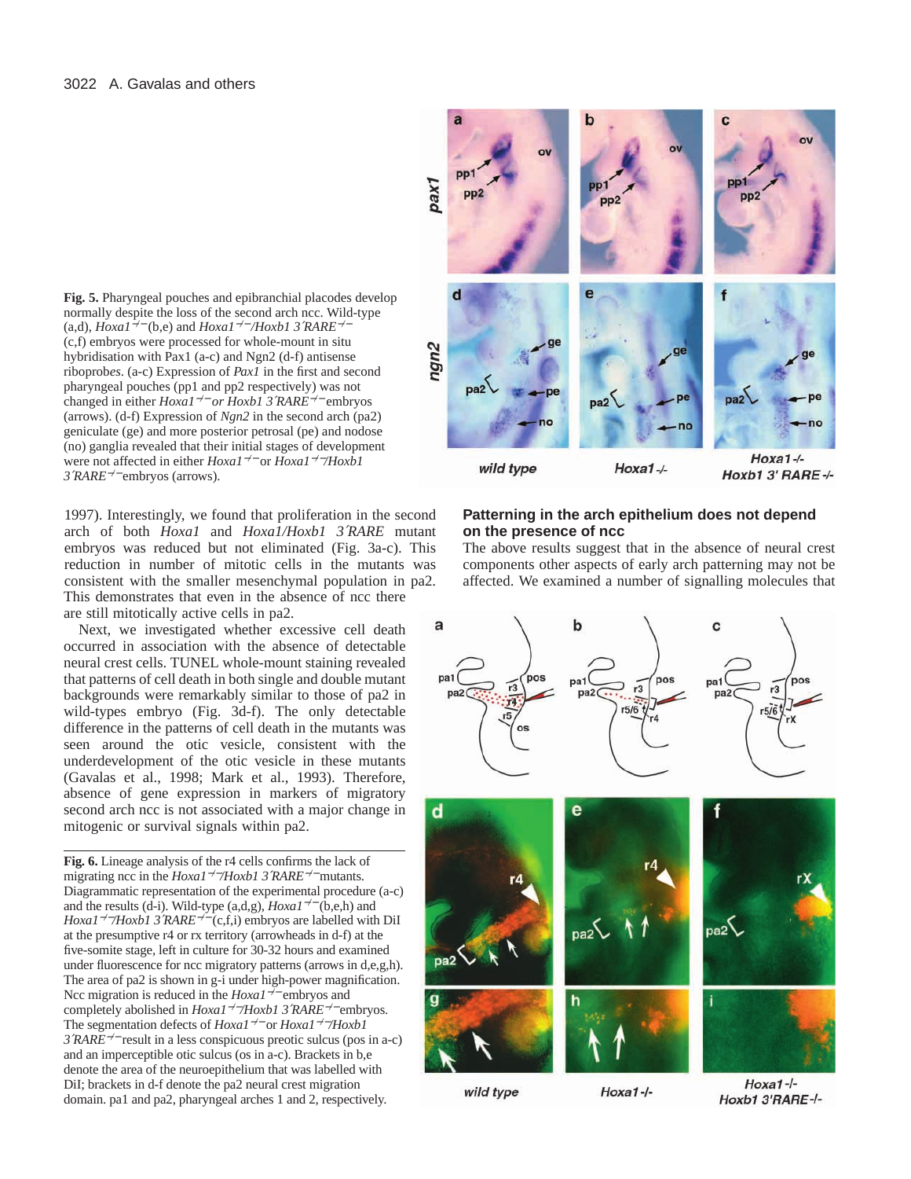**Fig. 5.** Pharyngeal pouches and epibranchial placodes develop normally despite the loss of the second arch ncc. Wild-type (a,d), *Hoxa1*$^{-/-}$(b,e) and *Hoxa1*$^{-/-}$/*Hoxb1 3′RARE*$^{-/-}$ (c,f) embryos were processed for whole-mount in situ hybridisation with Pax1 (a-c) and Ngn2 (d-f) antisense riboprobes. (a-c) Expression of *Pax1* in the first and second pharyngeal pouches (pp1 and pp2 respectively) was not changed in either *Hoxa1*$^{-/-}$*or Hoxb1 3′RARE*$^{-/-}$embryos (arrows). (d-f) Expression of *Ngn2* in the second arch (pa2) geniculate (ge) and more posterior petrosal (pe) and nodose (no) ganglia revealed that their initial stages of development were not affected in either *Hoxa1*$^{-/-}$or *Hoxa1*$^{-/-}$/*Hoxb1 3′RARE*$^{-/-}$embryos (arrows).

1997). Interestingly, we found that proliferation in the second arch of both *Hoxa1* and *Hoxa1/Hoxb1 3′RARE* mutant embryos was reduced but not eliminated (Fig. 3a-c). This reduction in number of mitotic cells in the mutants was consistent with the smaller mesenchymal population in pa2. This demonstrates that even in the absence of ncc there are still mitotically active cells in pa2.

Next, we investigated whether excessive cell death occurred in association with the absence of detectable neural crest cells. TUNEL whole-mount staining revealed that patterns of cell death in both single and double mutant backgrounds were remarkably similar to those of pa2 in wild-types embryo (Fig. 3d-f). The only detectable difference in the patterns of cell death in the mutants was seen around the otic vesicle, consistent with the underdevelopment of the otic vesicle in these mutants (Gavalas et al., 1998; Mark et al., 1993). Therefore, absence of gene expression in markers of migratory second arch ncc is not associated with a major change in mitogenic or survival signals within pa2.

**Fig. 6.** Lineage analysis of the r4 cells confirms the lack of migrating ncc in the *Hoxa1*$^{-/-}$/*Hoxb1 3′RARE*$^{-/-}$mutants. Diagrammatic representation of the experimental procedure (a-c) and the results (d-i). Wild-type (a,d,g), *Hoxa1*$^{-/-}$(b,e,h) and *Hoxa1*$^{-/-}$/*Hoxb1 3′RARE*$^{-/-}$(c,f,i) embryos are labelled with DiI at the presumptive r4 or rx territory (arrowheads in d-f) at the five-somite stage, left in culture for 30-32 hours and examined under fluorescence for ncc migratory patterns (arrows in d,e,g,h). The area of pa2 is shown in g-i under high-power magnification. Ncc migration is reduced in the *Hoxa1*$^{-/-}$embryos and completely abolished in *Hoxa1*$^{-/-}$/*Hoxb1 3′RARE*$^{-/-}$embryos. The segmentation defects of *Hoxa1*$^{-/-}$or *Hoxa1*$^{-/-}$/*Hoxb1 3′RARE*$^{-/-}$result in a less conspicuous preotic sulcus (pos in a-c) and an imperceptible otic sulcus (os in a-c). Brackets in b,e denote the area of the neuroepithelium that was labelled with DiI; brackets in d-f denote the pa2 neural crest migration domain. pa1 and pa2, pharyngeal arches 1 and 2, respectively.

## Patterning in the arch epithelium does not depend on the presence of ncc

The above results suggest that in the absence of neural crest components other aspects of early arch patterning may not be affected. We examined a number of signalling molecules that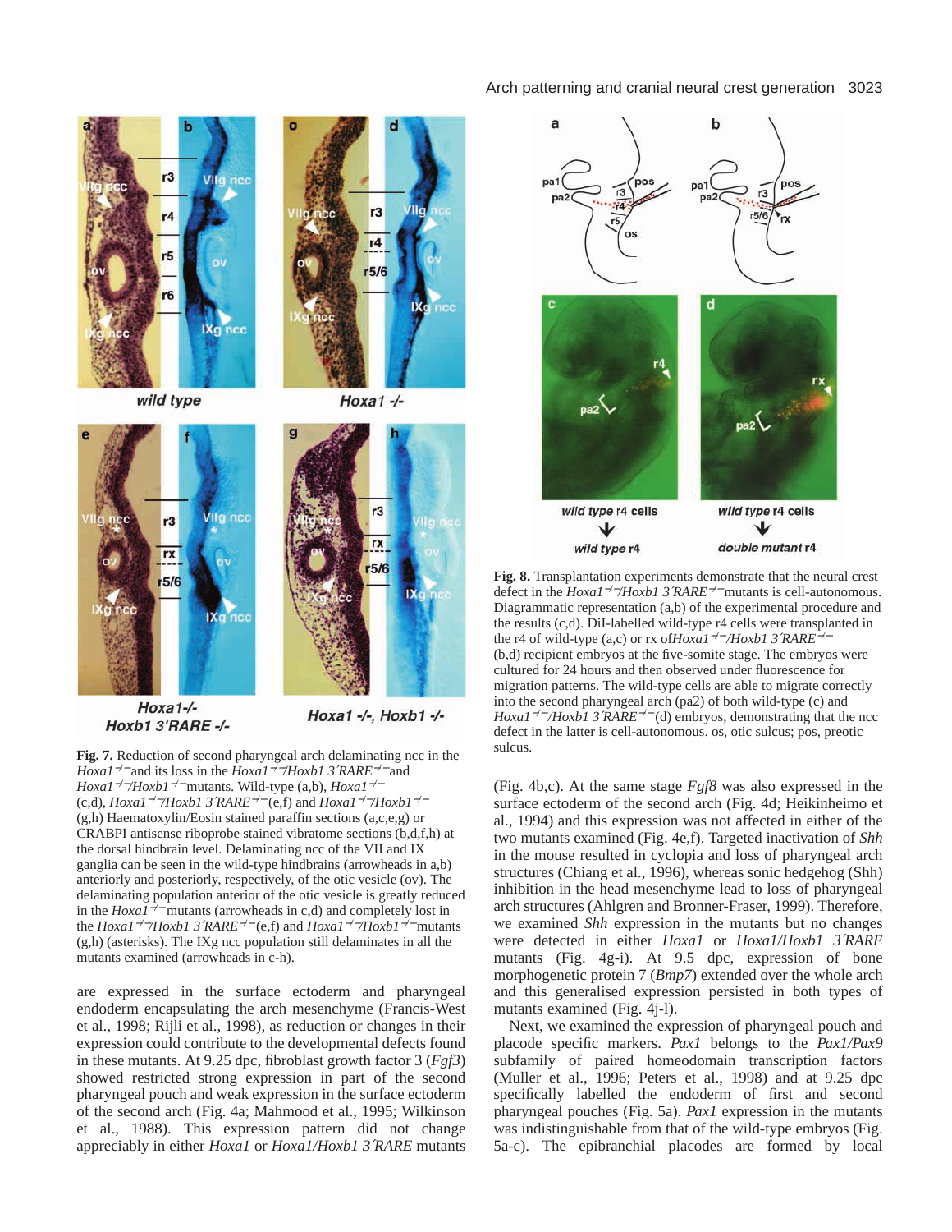**Fig. 7.** Reduction of second pharyngeal arch delaminating ncc in the *Hoxa1*$^{-/-}$ and its loss in the *Hoxa1*$^{-/-}$/*Hoxb1 3′RARE*$^{-/-}$ and *Hoxa1*$^{-/-}$/*Hoxb1*$^{-/-}$ mutants. Wild-type (a,b), *Hoxa1*$^{-/-}$ (c,d), *Hoxa1*$^{-/-}$/*Hoxb1 3′RARE*$^{-/-}$ (e,f) and *Hoxa1*$^{-/-}$/*Hoxb1*$^{-/-}$ (g,h) Haematoxylin/Eosin stained paraffin sections (a,c,e,g) or CRABPI antisense riboprobe stained vibratome sections (b,d,f,h) at the dorsal hindbrain level. Delaminating ncc of the VII and IX ganglia can be seen in the wild-type hindbrains (arrowheads in a,b) anteriorly and posteriorly, respectively, of the otic vesicle (ov). The delaminating population anterior of the otic vesicle is greatly reduced in the *Hoxa1*$^{-/-}$ mutants (arrowheads in c,d) and completely lost in the *Hoxa1*$^{-/-}$/*Hoxb1 3′RARE*$^{-/-}$ and *Hoxa1*$^{-/-}$/*Hoxb1*$^{-/-}$ mutants (g,h) (asterisks). The IXg ncc population still delaminates in all the mutants examined (arrowheads in c-h).

**Fig. 8.** Transplantation experiments demonstrate that the neural crest defect in the *Hoxa1*$^{-/-}$/*Hoxb1 3′RARE*$^{-/-}$ mutants is cell-autonomous. Diagrammatic representation (a,b) of the experimental procedure and the results (c,d). DiI-labelled wild-type r4 cells were transplanted in the r4 of wild-type (a,c) or rx of *Hoxa1*$^{-/-}$/*Hoxb1 3′RARE*$^{-/-}$ (b,d) recipient embryos at the five-somite stage. The embryos were cultured for 24 hours and then observed under fluorescence for migration patterns. The wild-type cells are able to migrate correctly into the second pharyngeal arch (pa2) of both wild-type (c) and *Hoxa1*$^{-/-}$/*Hoxb1 3′RARE*$^{-/-}$ (d) embryos, demonstrating that the ncc defect in the latter is cell-autonomous. os, otic sulcus; pos, preotic sulcus.

are expressed in the surface ectoderm and pharyngeal endoderm encapsulating the arch mesenchyme (Francis-West et al., 1998; Rijli et al., 1998), as reduction or changes in their expression could contribute to the developmental defects found in these mutants. At 9.25 dpc, fibroblast growth factor 3 (*Fgf3*) showed restricted strong expression in part of the second pharyngeal pouch and weak expression in the surface ectoderm of the second arch (Fig. 4a; Mahmood et al., 1995; Wilkinson et al., 1988). This expression pattern did not change appreciably in either *Hoxa1* or *Hoxa1/Hoxb1 3′RARE* mutants (Fig. 4b,c). At the same stage *Fgf8* was also expressed in the surface ectoderm of the second arch (Fig. 4d; Heikinheimo et al., 1994) and this expression was not affected in either of the two mutants examined (Fig. 4e,f). Targeted inactivation of *Shh* in the mouse resulted in cyclopia and loss of pharyngeal arch structures (Chiang et al., 1996), whereas sonic hedgehog (Shh) inhibition in the head mesenchyme lead to loss of pharyngeal arch structures (Ahlgren and Bronner-Fraser, 1999). Therefore, we examined *Shh* expression in the mutants but no changes were detected in either *Hoxa1* or *Hoxa1/Hoxb1 3′RARE* mutants (Fig. 4g-i). At 9.5 dpc, expression of bone morphogenetic protein 7 (*Bmp7*) extended over the whole arch and this generalised expression persisted in both types of mutants examined (Fig. 4j-l).

Next, we examined the expression of pharyngeal pouch and placode specific markers. *Pax1* belongs to the *Pax1/Pax9* subfamily of paired homeodomain transcription factors (Muller et al., 1996; Peters et al., 1998) and at 9.25 dpc specifically labelled the endoderm of first and second pharyngeal pouches (Fig. 5a). *Pax1* expression in the mutants was indistinguishable from that of the wild-type embryos (Fig. 5a-c). The epibranchial placodes are formed by local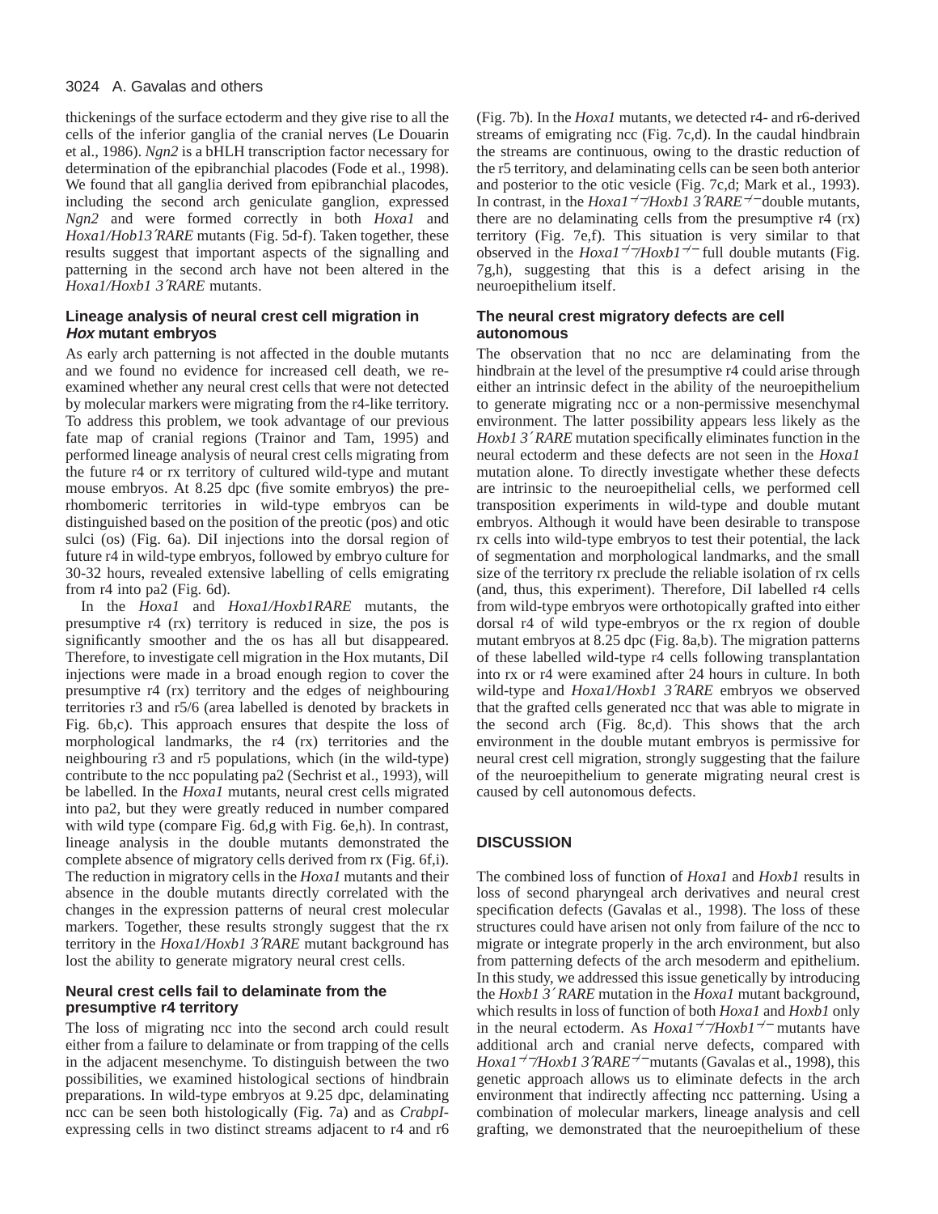thickenings of the surface ectoderm and they give rise to all the cells of the inferior ganglia of the cranial nerves (Le Douarin et al., 1986). *Ngn2* is a bHLH transcription factor necessary for determination of the epibranchial placodes (Fode et al., 1998). We found that all ganglia derived from epibranchial placodes, including the second arch geniculate ganglion, expressed *Ngn2* and were formed correctly in both *Hoxa1* and *Hoxa1/Hob13´RARE* mutants (Fig. 5d-f). Taken together, these results suggest that important aspects of the signalling and patterning in the second arch have not been altered in the *Hoxa1/Hoxb1 3´RARE* mutants.

### Lineage analysis of neural crest cell migration in *Hox* mutant embryos

As early arch patterning is not affected in the double mutants and we found no evidence for increased cell death, we re-examined whether any neural crest cells that were not detected by molecular markers were migrating from the r4-like territory. To address this problem, we took advantage of our previous fate map of cranial regions (Trainor and Tam, 1995) and performed lineage analysis of neural crest cells migrating from the future r4 or rx territory of cultured wild-type and mutant mouse embryos. At 8.25 dpc (five somite embryos) the pre-rhombomeric territories in wild-type embryos can be distinguished based on the position of the preotic (pos) and otic sulci (os) (Fig. 6a). DiI injections into the dorsal region of future r4 in wild-type embryos, followed by embryo culture for 30-32 hours, revealed extensive labelling of cells emigrating from r4 into pa2 (Fig. 6d).

In the *Hoxa1* and *Hoxa1/Hoxb1RARE* mutants, the presumptive r4 (rx) territory is reduced in size, the pos is significantly smoother and the os has all but disappeared. Therefore, to investigate cell migration in the Hox mutants, DiI injections were made in a broad enough region to cover the presumptive r4 (rx) territory and the edges of neighbouring territories r3 and r5/6 (area labelled is denoted by brackets in Fig. 6b,c). This approach ensures that despite the loss of morphological landmarks, the r4 (rx) territories and the neighbouring r3 and r5 populations, which (in the wild-type) contribute to the ncc populating pa2 (Sechrist et al., 1993), will be labelled. In the *Hoxa1* mutants, neural crest cells migrated into pa2, but they were greatly reduced in number compared with wild type (compare Fig. 6d,g with Fig. 6e,h). In contrast, lineage analysis in the double mutants demonstrated the complete absence of migratory cells derived from rx (Fig. 6f,i). The reduction in migratory cells in the *Hoxa1* mutants and their absence in the double mutants directly correlated with the changes in the expression patterns of neural crest molecular markers. Together, these results strongly suggest that the rx territory in the *Hoxa1/Hoxb1 3´RARE* mutant background has lost the ability to generate migratory neural crest cells.

### Neural crest cells fail to delaminate from the presumptive r4 territory

The loss of migrating ncc into the second arch could result either from a failure to delaminate or from trapping of the cells in the adjacent mesenchyme. To distinguish between the two possibilities, we examined histological sections of hindbrain preparations. In wild-type embryos at 9.25 dpc, delaminating ncc can be seen both histologically (Fig. 7a) and as *CrabpI*-expressing cells in two distinct streams adjacent to r4 and r6 (Fig. 7b). In the *Hoxa1* mutants, we detected r4- and r6-derived streams of emigrating ncc (Fig. 7c,d). In the caudal hindbrain the streams are continuous, owing to the drastic reduction of the r5 territory, and delaminating cells can be seen both anterior and posterior to the otic vesicle (Fig. 7c,d; Mark et al., 1993). In contrast, in the *Hoxa1*$^{-/-}$/*Hoxb1 3´RARE*$^{-/-}$ double mutants, there are no delaminating cells from the presumptive r4 (rx) territory (Fig. 7e,f). This situation is very similar to that observed in the *Hoxa1*$^{-/-}$/*Hoxb1*$^{-/-}$ full double mutants (Fig. 7g,h), suggesting that this is a defect arising in the neuroepithelium itself.

### The neural crest migratory defects are cell autonomous

The observation that no ncc are delaminating from the hindbrain at the level of the presumptive r4 could arise through either an intrinsic defect in the ability of the neuroepithelium to generate migrating ncc or a non-permissive mesenchymal environment. The latter possibility appears less likely as the *Hoxb1 3´RARE* mutation specifically eliminates function in the neural ectoderm and these defects are not seen in the *Hoxa1* mutation alone. To directly investigate whether these defects are intrinsic to the neuroepithelial cells, we performed cell transposition experiments in wild-type and double mutant embryos. Although it would have been desirable to transpose rx cells into wild-type embryos to test their potential, the lack of segmentation and morphological landmarks, and the small size of the territory rx preclude the reliable isolation of rx cells (and, thus, this experiment). Therefore, DiI labelled r4 cells from wild-type embryos were orthotopically grafted into either dorsal r4 of wild type-embryos or the rx region of double mutant embryos at 8.25 dpc (Fig. 8a,b). The migration patterns of these labelled wild-type r4 cells following transplantation into rx or r4 were examined after 24 hours in culture. In both wild-type and *Hoxa1/Hoxb1 3´RARE* embryos we observed that the grafted cells generated ncc that was able to migrate in the second arch (Fig. 8c,d). This shows that the arch environment in the double mutant embryos is permissive for neural crest cell migration, strongly suggesting that the failure of the neuroepithelium to generate migrating neural crest is caused by cell autonomous defects.

## DISCUSSION

The combined loss of function of *Hoxa1* and *Hoxb1* results in loss of second pharyngeal arch derivatives and neural crest specification defects (Gavalas et al., 1998). The loss of these structures could have arisen not only from failure of the ncc to migrate or integrate properly in the arch environment, but also from patterning defects of the arch mesoderm and epithelium. In this study, we addressed this issue genetically by introducing the *Hoxb1 3´ RARE* mutation in the *Hoxa1* mutant background, which results in loss of function of both *Hoxa1* and *Hoxb1* only in the neural ectoderm. As *Hoxa1*$^{-/-}$/*Hoxb1*$^{-/-}$ mutants have additional arch and cranial nerve defects, compared with *Hoxa1*$^{-/-}$/*Hoxb1 3´RARE*$^{-/-}$mutants (Gavalas et al., 1998), this genetic approach allows us to eliminate defects in the arch environment that indirectly affecting ncc patterning. Using a combination of molecular markers, lineage analysis and cell grafting, we demonstrated that the neuroepithelium of these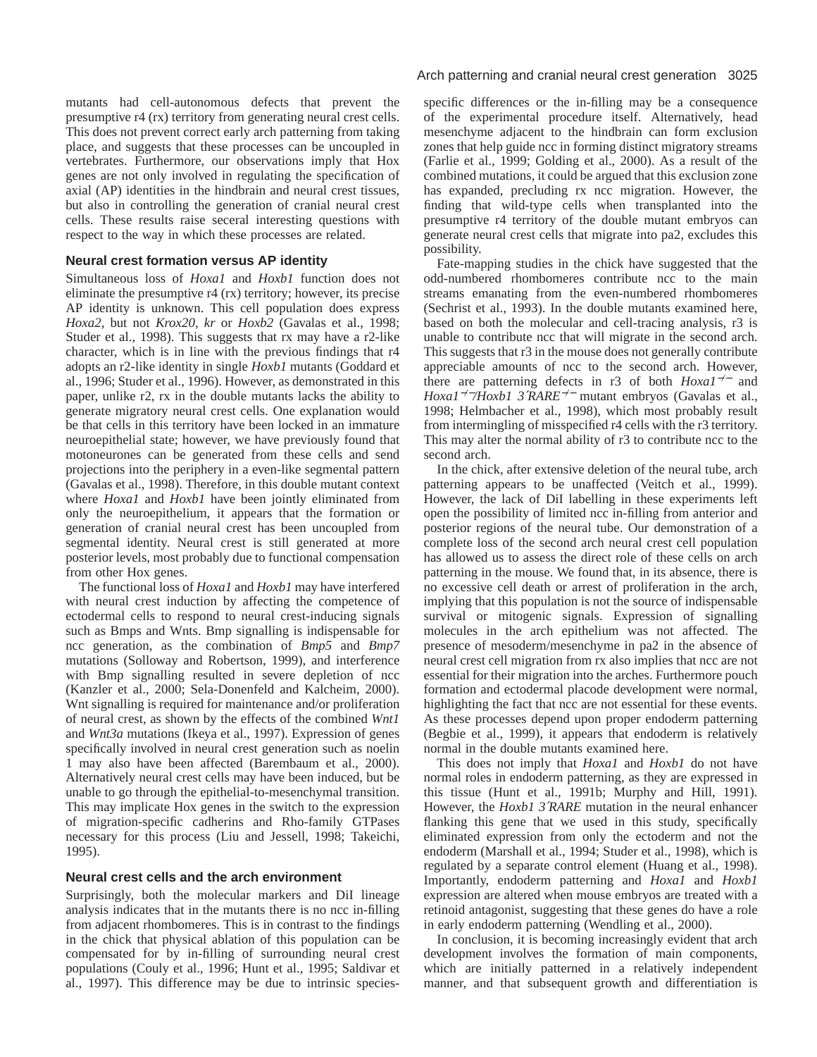mutants had cell-autonomous defects that prevent the presumptive r4 (rx) territory from generating neural crest cells. This does not prevent correct early arch patterning from taking place, and suggests that these processes can be uncoupled in vertebrates. Furthermore, our observations imply that Hox genes are not only involved in regulating the specification of axial (AP) identities in the hindbrain and neural crest tissues, but also in controlling the generation of cranial neural crest cells. These results raise seceral interesting questions with respect to the way in which these processes are related.

### Neural crest formation versus AP identity

Simultaneous loss of *Hoxa1* and *Hoxb1* function does not eliminate the presumptive r4 (rx) territory; however, its precise AP identity is unknown. This cell population does express *Hoxa2*, but not *Krox20*, *kr* or *Hoxb2* (Gavalas et al., 1998; Studer et al., 1998). This suggests that rx may have a r2-like character, which is in line with the previous findings that r4 adopts an r2-like identity in single *Hoxb1* mutants (Goddard et al., 1996; Studer et al., 1996). However, as demonstrated in this paper, unlike r2, rx in the double mutants lacks the ability to generate migratory neural crest cells. One explanation would be that cells in this territory have been locked in an immature neuroepithelial state; however, we have previously found that motoneurones can be generated from these cells and send projections into the periphery in a even-like segmental pattern (Gavalas et al., 1998). Therefore, in this double mutant context where *Hoxa1* and *Hoxb1* have been jointly eliminated from only the neuroepithelium, it appears that the formation or generation of cranial neural crest has been uncoupled from segmental identity. Neural crest is still generated at more posterior levels, most probably due to functional compensation from other Hox genes.

The functional loss of *Hoxa1* and *Hoxb1* may have interfered with neural crest induction by affecting the competence of ectodermal cells to respond to neural crest-inducing signals such as Bmps and Wnts. Bmp signalling is indispensable for ncc generation, as the combination of *Bmp5* and *Bmp7* mutations (Solloway and Robertson, 1999), and interference with Bmp signalling resulted in severe depletion of ncc (Kanzler et al., 2000; Sela-Donenfeld and Kalcheim, 2000). Wnt signalling is required for maintenance and/or proliferation of neural crest, as shown by the effects of the combined *Wnt1* and *Wnt3a* mutations (Ikeya et al., 1997). Expression of genes specifically involved in neural crest generation such as noelin 1 may also have been affected (Barembaum et al., 2000). Alternatively neural crest cells may have been induced, but be unable to go through the epithelial-to-mesenchymal transition. This may implicate Hox genes in the switch to the expression of migration-specific cadherins and Rho-family GTPases necessary for this process (Liu and Jessell, 1998; Takeichi, 1995).

### Neural crest cells and the arch environment

Surprisingly, both the molecular markers and DiI lineage analysis indicates that in the mutants there is no ncc in-filling from adjacent rhombomeres. This is in contrast to the findings in the chick that physical ablation of this population can be compensated for by in-filling of surrounding neural crest populations (Couly et al., 1996; Hunt et al., 1995; Saldivar et al., 1997). This difference may be due to intrinsic species-specific differences or the in-filling may be a consequence of the experimental procedure itself. Alternatively, head mesenchyme adjacent to the hindbrain can form exclusion zones that help guide ncc in forming distinct migratory streams (Farlie et al., 1999; Golding et al., 2000). As a result of the combined mutations, it could be argued that this exclusion zone has expanded, precluding rx ncc migration. However, the finding that wild-type cells when transplanted into the presumptive r4 territory of the double mutant embryos can generate neural crest cells that migrate into pa2, excludes this possibility.

Fate-mapping studies in the chick have suggested that the odd-numbered rhombomeres contribute ncc to the main streams emanating from the even-numbered rhombomeres (Sechrist et al., 1993). In the double mutants examined here, based on both the molecular and cell-tracing analysis, r3 is unable to contribute ncc that will migrate in the second arch. This suggests that r3 in the mouse does not generally contribute appreciable amounts of ncc to the second arch. However, there are patterning defects in r3 of both *Hoxa1*$^{-/-}$ and *Hoxa1*$^{-/-}$/*Hoxb1 3′RARE*$^{-/-}$ mutant embryos (Gavalas et al., 1998; Helmbacher et al., 1998), which most probably result from intermingling of misspecified r4 cells with the r3 territory. This may alter the normal ability of r3 to contribute ncc to the second arch.

In the chick, after extensive deletion of the neural tube, arch patterning appears to be unaffected (Veitch et al., 1999). However, the lack of DiI labelling in these experiments left open the possibility of limited ncc in-filling from anterior and posterior regions of the neural tube. Our demonstration of a complete loss of the second arch neural crest cell population has allowed us to assess the direct role of these cells on arch patterning in the mouse. We found that, in its absence, there is no excessive cell death or arrest of proliferation in the arch, implying that this population is not the source of indispensable survival or mitogenic signals. Expression of signalling molecules in the arch epithelium was not affected. The presence of mesoderm/mesenchyme in pa2 in the absence of neural crest cell migration from rx also implies that ncc are not essential for their migration into the arches. Furthermore pouch formation and ectodermal placode development were normal, highlighting the fact that ncc are not essential for these events. As these processes depend upon proper endoderm patterning (Begbie et al., 1999), it appears that endoderm is relatively normal in the double mutants examined here.

This does not imply that *Hoxa1* and *Hoxb1* do not have normal roles in endoderm patterning, as they are expressed in this tissue (Hunt et al., 1991b; Murphy and Hill, 1991). However, the *Hoxb1 3′RARE* mutation in the neural enhancer flanking this gene that we used in this study, specifically eliminated expression from only the ectoderm and not the endoderm (Marshall et al., 1994; Studer et al., 1998), which is regulated by a separate control element (Huang et al., 1998). Importantly, endoderm patterning and *Hoxa1* and *Hoxb1* expression are altered when mouse embryos are treated with a retinoid antagonist, suggesting that these genes do have a role in early endoderm patterning (Wendling et al., 2000).

In conclusion, it is becoming increasingly evident that arch development involves the formation of main components, which are initially patterned in a relatively independent manner, and that subsequent growth and differentiation is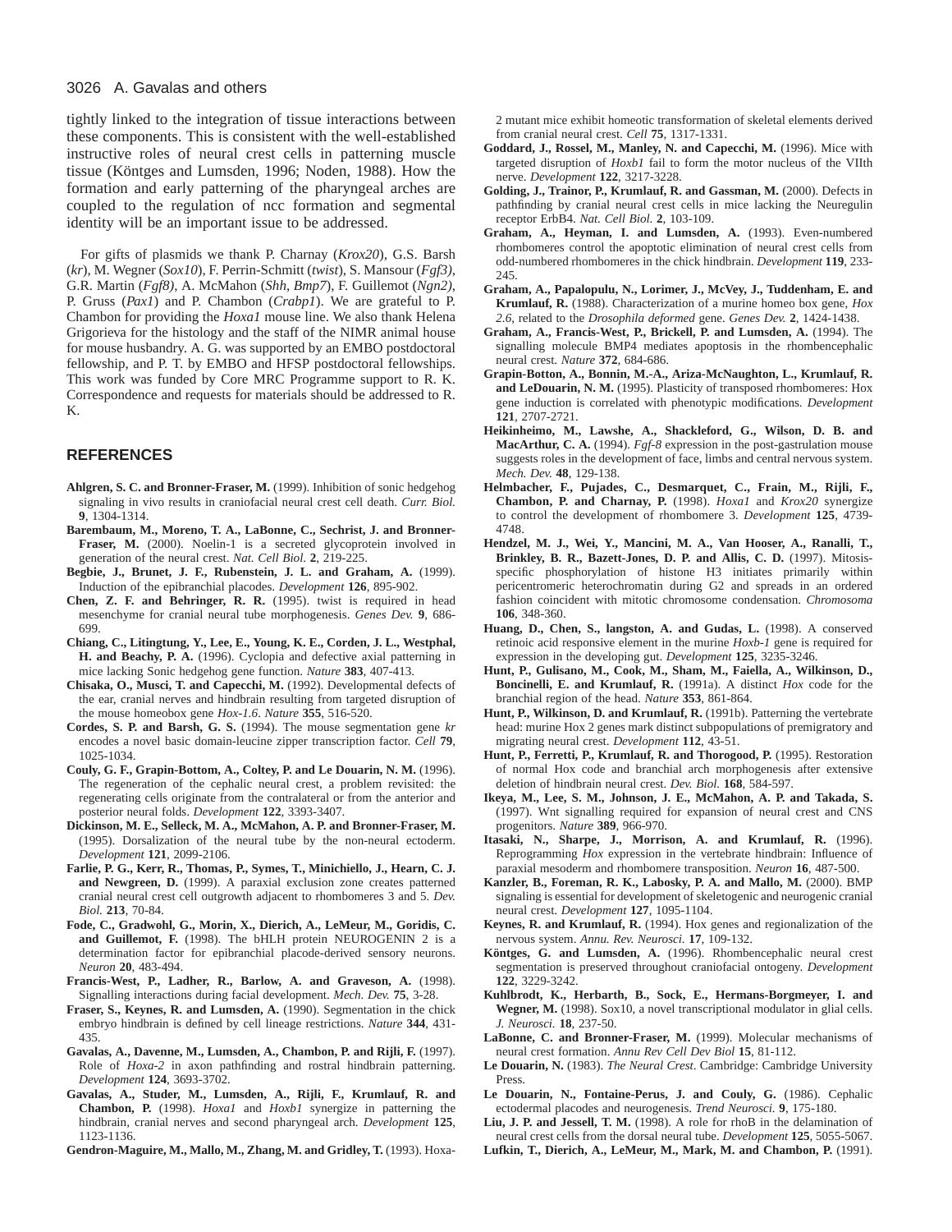tightly linked to the integration of tissue interactions between these components. This is consistent with the well-established instructive roles of neural crest cells in patterning muscle tissue (Köntges and Lumsden, 1996; Noden, 1988). How the formation and early patterning of the pharyngeal arches are coupled to the regulation of ncc formation and segmental identity will be an important issue to be addressed.

For gifts of plasmids we thank P. Charnay (*Krox20*), G.S. Barsh (*kr*), M. Wegner (*Sox10*), F. Perrin-Schmitt (*twist*), S. Mansour (*Fgf3)*, G.R. Martin (*Fgf8)*, A. McMahon (*Shh*, *Bmp7*), F. Guillemot (*Ngn2)*, P. Gruss (*Pax1*) and P. Chambon (*Crabp1*). We are grateful to P. Chambon for providing the *Hoxa1* mouse line. We also thank Helena Grigorieva for the histology and the staff of the NIMR animal house for mouse husbandry. A. G. was supported by an EMBO postdoctoral fellowship, and P. T. by EMBO and HFSP postdoctoral fellowships. This work was funded by Core MRC Programme support to R. K. Correspondence and requests for materials should be addressed to R. K.

## REFERENCES

**Ahlgren, S. C. and Bronner-Fraser, M.** (1999). Inhibition of sonic hedgehog signaling in vivo results in craniofacial neural crest cell death. *Curr. Biol.* **9**, 1304-1314.

**Barembaum, M., Moreno, T. A., LaBonne, C., Sechrist, J. and Bronner-Fraser, M.** (2000). Noelin-1 is a secreted glycoprotein involved in generation of the neural crest. *Nat. Cell Biol.* **2**, 219-225.

**Begbie, J., Brunet, J. F., Rubenstein, J. L. and Graham, A.** (1999). Induction of the epibranchial placodes. *Development* **126**, 895-902.

**Chen, Z. F. and Behringer, R. R.** (1995). twist is required in head mesenchyme for cranial neural tube morphogenesis. *Genes Dev.* **9**, 686-699.

**Chiang, C., Litingtung, Y., Lee, E., Young, K. E., Corden, J. L., Westphal, H. and Beachy, P. A.** (1996). Cyclopia and defective axial patterning in mice lacking Sonic hedgehog gene function. *Nature* **383**, 407-413.

**Chisaka, O., Musci, T. and Capecchi, M.** (1992). Developmental defects of the ear, cranial nerves and hindbrain resulting from targeted disruption of the mouse homeobox gene *Hox-1.6*. *Nature* **355**, 516-520.

**Cordes, S. P. and Barsh, G. S.** (1994). The mouse segmentation gene *kr* encodes a novel basic domain-leucine zipper transcription factor. *Cell* **79**, 1025-1034.

**Couly, G. F., Grapin-Bottom, A., Coltey, P. and Le Douarin, N. M.** (1996). The regeneration of the cephalic neural crest, a problem revisited: the regenerating cells originate from the contralateral or from the anterior and posterior neural folds. *Development* **122**, 3393-3407.

**Dickinson, M. E., Selleck, M. A., McMahon, A. P. and Bronner-Fraser, M.** (1995). Dorsalization of the neural tube by the non-neural ectoderm. *Development* **121**, 2099-2106.

**Farlie, P. G., Kerr, R., Thomas, P., Symes, T., Minichiello, J., Hearn, C. J. and Newgreen, D.** (1999). A paraxial exclusion zone creates patterned cranial neural crest cell outgrowth adjacent to rhombomeres 3 and 5. *Dev. Biol.* **213**, 70-84.

**Fode, C., Gradwohl, G., Morin, X., Dierich, A., LeMeur, M., Goridis, C. and Guillemot, F.** (1998). The bHLH protein NEUROGENIN 2 is a determination factor for epibranchial placode-derived sensory neurons. *Neuron* **20**, 483-494.

**Francis-West, P., Ladher, R., Barlow, A. and Graveson, A.** (1998). Signalling interactions during facial development. *Mech. Dev.* **75**, 3-28.

**Fraser, S., Keynes, R. and Lumsden, A.** (1990). Segmentation in the chick embryo hindbrain is defined by cell lineage restrictions. *Nature* **344**, 431-435.

**Gavalas, A., Davenne, M., Lumsden, A., Chambon, P. and Rijli, F.** (1997). Role of *Hoxa-2* in axon pathfinding and rostral hindbrain patterning. *Development* **124**, 3693-3702.

**Gavalas, A., Studer, M., Lumsden, A., Rijli, F., Krumlauf, R. and Chambon, P.** (1998). *Hoxa1* and *Hoxb1* synergize in patterning the hindbrain, cranial nerves and second pharyngeal arch. *Development* **125**, 1123-1136.

**Gendron-Maguire, M., Mallo, M., Zhang, M. and Gridley, T.** (1993). Hoxa-2 mutant mice exhibit homeotic transformation of skeletal elements derived from cranial neural crest. *Cell* **75**, 1317-1331.

**Goddard, J., Rossel, M., Manley, N. and Capecchi, M.** (1996). Mice with targeted disruption of *Hoxb1* fail to form the motor nucleus of the VIIth nerve. *Development* **122**, 3217-3228.

**Golding, J., Trainor, P., Krumlauf, R. and Gassman, M.** (2000). Defects in pathfinding by cranial neural crest cells in mice lacking the Neuregulin receptor ErbB4. *Nat. Cell Biol.* **2**, 103-109.

**Graham, A., Heyman, I. and Lumsden, A.** (1993). Even-numbered rhombomeres control the apoptotic elimination of neural crest cells from odd-numbered rhombomeres in the chick hindbrain. *Development* **119**, 233-245.

**Graham, A., Papalopulu, N., Lorimer, J., McVey, J., Tuddenham, E. and Krumlauf, R.** (1988). Characterization of a murine homeo box gene, *Hox 2.6*, related to the *Drosophila deformed* gene. *Genes Dev.* **2**, 1424-1438.

**Graham, A., Francis-West, P., Brickell, P. and Lumsden, A.** (1994). The signalling molecule BMP4 mediates apoptosis in the rhombencephalic neural crest. *Nature* **372**, 684-686.

**Grapin-Botton, A., Bonnin, M.-A., Ariza-McNaughton, L., Krumlauf, R. and LeDouarin, N. M.** (1995). Plasticity of transposed rhombomeres: Hox gene induction is correlated with phenotypic modifications. *Development* **121**, 2707-2721.

**Heikinheimo, M., Lawshe, A., Shackleford, G., Wilson, D. B. and MacArthur, C. A.** (1994). *Fgf-8* expression in the post-gastrulation mouse suggests roles in the development of face, limbs and central nervous system. *Mech. Dev.* **48**, 129-138.

**Helmbacher, F., Pujades, C., Desmarquet, C., Frain, M., Rijli, F., Chambon, P. and Charnay, P.** (1998). *Hoxa1* and *Krox20* synergize to control the development of rhombomere 3. *Development* **125**, 4739-4748.

**Hendzel, M. J., Wei, Y., Mancini, M. A., Van Hooser, A., Ranalli, T., Brinkley, B. R., Bazett-Jones, D. P. and Allis, C. D.** (1997). Mitosis-specific phosphorylation of histone H3 initiates primarily within pericentromeric heterochromatin during G2 and spreads in an ordered fashion coincident with mitotic chromosome condensation. *Chromosoma* **106**, 348-360.

**Huang, D., Chen, S., langston, A. and Gudas, L.** (1998). A conserved retinoic acid responsive element in the murine *Hoxb-1* gene is required for expression in the developing gut. *Development* **125**, 3235-3246.

**Hunt, P., Gulisano, M., Cook, M., Sham, M., Faiella, A., Wilkinson, D., Boncinelli, E. and Krumlauf, R.** (1991a). A distinct *Hox* code for the branchial region of the head. *Nature* **353**, 861-864.

**Hunt, P., Wilkinson, D. and Krumlauf, R.** (1991b). Patterning the vertebrate head: murine Hox 2 genes mark distinct subpopulations of premigratory and migrating neural crest. *Development* **112**, 43-51.

**Hunt, P., Ferretti, P., Krumlauf, R. and Thorogood, P.** (1995). Restoration of normal Hox code and branchial arch morphogenesis after extensive deletion of hindbrain neural crest. *Dev. Biol.* **168**, 584-597.

**Ikeya, M., Lee, S. M., Johnson, J. E., McMahon, A. P. and Takada, S.** (1997). Wnt signalling required for expansion of neural crest and CNS progenitors. *Nature* **389**, 966-970.

**Itasaki, N., Sharpe, J., Morrison, A. and Krumlauf, R.** (1996). Reprogramming *Hox* expression in the vertebrate hindbrain: Influence of paraxial mesoderm and rhombomere transposition. *Neuron* **16**, 487-500.

**Kanzler, B., Foreman, R. K., Labosky, P. A. and Mallo, M.** (2000). BMP signaling is essential for development of skeletogenic and neurogenic cranial neural crest. *Development* **127**, 1095-1104.

**Keynes, R. and Krumlauf, R.** (1994). Hox genes and regionalization of the nervous system. *Annu. Rev. Neurosci.* **17**, 109-132.

**Köntges, G. and Lumsden, A.** (1996). Rhombencephalic neural crest segmentation is preserved throughout craniofacial ontogeny. *Development* **122**, 3229-3242.

**Kuhlbrodt, K., Herbarth, B., Sock, E., Hermans-Borgmeyer, I. and Wegner, M.** (1998). Sox10, a novel transcriptional modulator in glial cells. *J. Neurosci.* **18**, 237-50.

**LaBonne, C. and Bronner-Fraser, M.** (1999). Molecular mechanisms of neural crest formation. *Annu Rev Cell Dev Biol* **15**, 81-112.

**Le Douarin, N.** (1983). *The Neural Crest*. Cambridge: Cambridge University Press.

**Le Douarin, N., Fontaine-Perus, J. and Couly, G.** (1986). Cephalic ectodermal placodes and neurogenesis. *Trend Neurosci.* **9**, 175-180.

**Liu, J. P. and Jessell, T. M.** (1998). A role for rhoB in the delamination of neural crest cells from the dorsal neural tube. *Development* **125**, 5055-5067.

**Lufkin, T., Dierich, A., LeMeur, M., Mark, M. and Chambon, P.** (1991).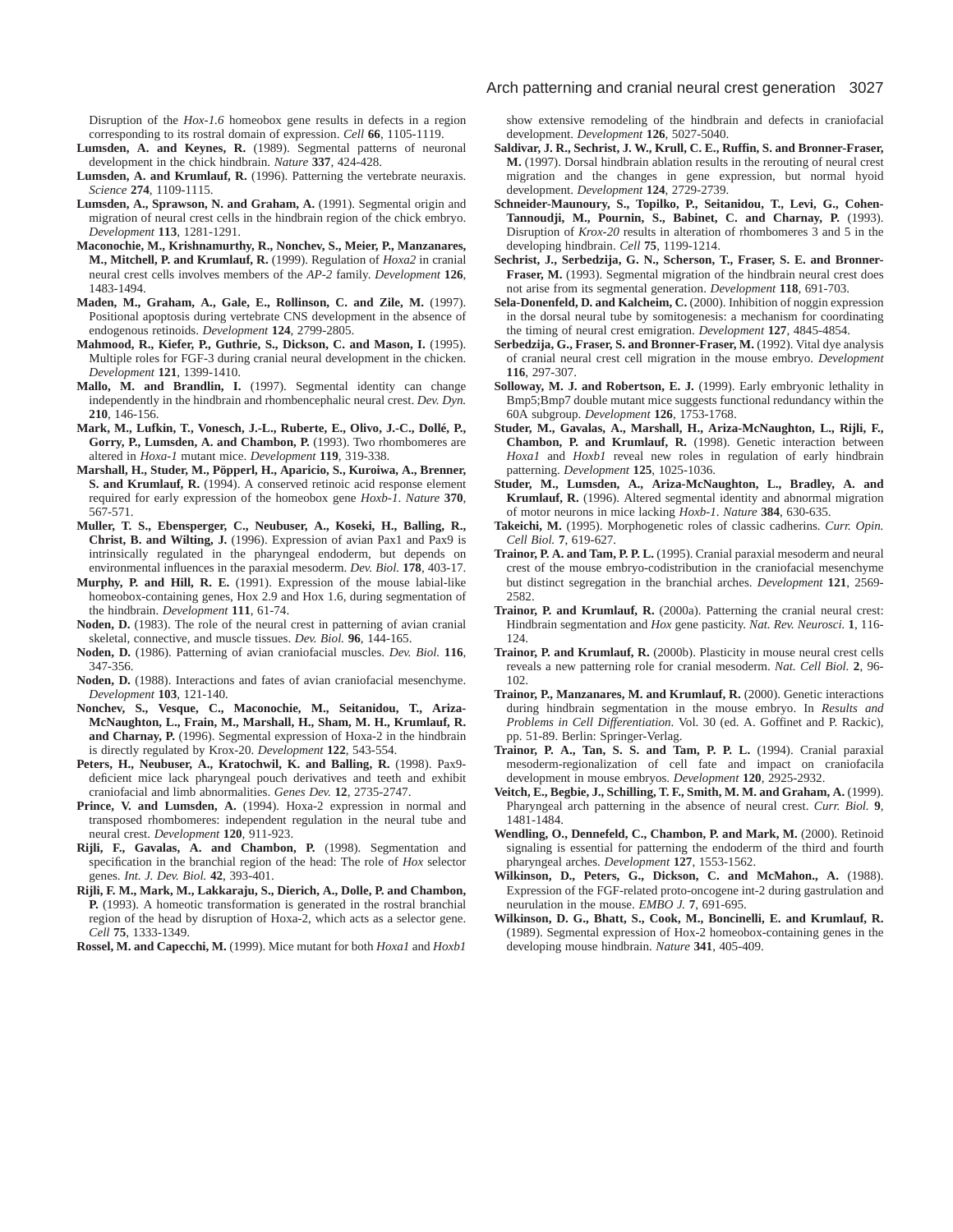Disruption of the *Hox-1.6* homeobox gene results in defects in a region corresponding to its rostral domain of expression. *Cell* **66**, 1105-1119.

**Lumsden, A. and Keynes, R.** (1989). Segmental patterns of neuronal development in the chick hindbrain. *Nature* **337**, 424-428.

**Lumsden, A. and Krumlauf, R.** (1996). Patterning the vertebrate neuraxis. *Science* **274**, 1109-1115.

**Lumsden, A., Sprawson, N. and Graham, A.** (1991). Segmental origin and migration of neural crest cells in the hindbrain region of the chick embryo. *Development* **113**, 1281-1291.

**Maconochie, M., Krishnamurthy, R., Nonchev, S., Meier, P., Manzanares, M., Mitchell, P. and Krumlauf, R.** (1999). Regulation of *Hoxa2* in cranial neural crest cells involves members of the *AP-2* family. *Development* **126**, 1483-1494.

**Maden, M., Graham, A., Gale, E., Rollinson, C. and Zile, M.** (1997). Positional apoptosis during vertebrate CNS development in the absence of endogenous retinoids. *Development* **124**, 2799-2805.

**Mahmood, R., Kiefer, P., Guthrie, S., Dickson, C. and Mason, I.** (1995). Multiple roles for FGF-3 during cranial neural development in the chicken. *Development* **121**, 1399-1410.

**Mallo, M. and Brandlin, I.** (1997). Segmental identity can change independently in the hindbrain and rhombencephalic neural crest. *Dev. Dyn.* **210**, 146-156.

**Mark, M., Lufkin, T., Vonesch, J.-L., Ruberte, E., Olivo, J.-C., Dollé, P., Gorry, P., Lumsden, A. and Chambon, P.** (1993). Two rhombomeres are altered in *Hoxa-1* mutant mice. *Development* **119**, 319-338.

**Marshall, H., Studer, M., Pöpperl, H., Aparicio, S., Kuroiwa, A., Brenner, S. and Krumlauf, R.** (1994). A conserved retinoic acid response element required for early expression of the homeobox gene *Hoxb-1*. *Nature* **370**, 567-571.

**Muller, T. S., Ebensperger, C., Neubuser, A., Koseki, H., Balling, R., Christ, B. and Wilting, J.** (1996). Expression of avian Pax1 and Pax9 is intrinsically regulated in the pharyngeal endoderm, but depends on environmental influences in the paraxial mesoderm. *Dev. Biol.* **178**, 403-17.

**Murphy, P. and Hill, R. E.** (1991). Expression of the mouse labial-like homeobox-containing genes, Hox 2.9 and Hox 1.6, during segmentation of the hindbrain. *Development* **111**, 61-74.

**Noden, D.** (1983). The role of the neural crest in patterning of avian cranial skeletal, connective, and muscle tissues. *Dev. Biol.* **96**, 144-165.

**Noden, D.** (1986). Patterning of avian craniofacial muscles. *Dev. Biol.* **116**, 347-356.

**Noden, D.** (1988). Interactions and fates of avian craniofacial mesenchyme. *Development* **103**, 121-140.

**Nonchev, S., Vesque, C., Maconochie, M., Seitanidou, T., Ariza-McNaughton, L., Frain, M., Marshall, H., Sham, M. H., Krumlauf, R. and Charnay, P.** (1996). Segmental expression of Hoxa-2 in the hindbrain is directly regulated by Krox-20. *Development* **122**, 543-554.

**Peters, H., Neubuser, A., Kratochwil, K. and Balling, R.** (1998). Pax9-deficient mice lack pharyngeal pouch derivatives and teeth and exhibit craniofacial and limb abnormalities. *Genes Dev.* **12**, 2735-2747.

**Prince, V. and Lumsden, A.** (1994). Hoxa-2 expression in normal and transposed rhombomeres: independent regulation in the neural tube and neural crest. *Development* **120**, 911-923.

**Rijli, F., Gavalas, A. and Chambon, P.** (1998). Segmentation and specification in the branchial region of the head: The role of *Hox* selector genes. *Int. J. Dev. Biol.* **42**, 393-401.

**Rijli, F. M., Mark, M., Lakkaraju, S., Dierich, A., Dolle, P. and Chambon, P.** (1993). A homeotic transformation is generated in the rostral branchial region of the head by disruption of Hoxa-2, which acts as a selector gene. *Cell* **75**, 1333-1349.

**Rossel, M. and Capecchi, M.** (1999). Mice mutant for both *Hoxa1* and *Hoxb1* show extensive remodeling of the hindbrain and defects in craniofacial development. *Development* **126**, 5027-5040.

**Saldivar, J. R., Sechrist, J. W., Krull, C. E., Ruffin, S. and Bronner-Fraser, M.** (1997). Dorsal hindbrain ablation results in the rerouting of neural crest migration and the changes in gene expression, but normal hyoid development. *Development* **124**, 2729-2739.

**Schneider-Maunoury, S., Topilko, P., Seitanidou, T., Levi, G., Cohen-Tannoudji, M., Pournin, S., Babinet, C. and Charnay, P.** (1993). Disruption of *Krox-20* results in alteration of rhombomeres 3 and 5 in the developing hindbrain. *Cell* **75**, 1199-1214.

**Sechrist, J., Serbedzija, G. N., Scherson, T., Fraser, S. E. and Bronner-Fraser, M.** (1993). Segmental migration of the hindbrain neural crest does not arise from its segmental generation. *Development* **118**, 691-703.

**Sela-Donenfeld, D. and Kalcheim, C.** (2000). Inhibition of noggin expression in the dorsal neural tube by somitogenesis: a mechanism for coordinating the timing of neural crest emigration. *Development* **127**, 4845-4854.

**Serbedzija, G., Fraser, S. and Bronner-Fraser, M.** (1992). Vital dye analysis of cranial neural crest cell migration in the mouse embryo. *Development* **116**, 297-307.

**Solloway, M. J. and Robertson, E. J.** (1999). Early embryonic lethality in Bmp5;Bmp7 double mutant mice suggests functional redundancy within the 60A subgroup. *Development* **126**, 1753-1768.

**Studer, M., Gavalas, A., Marshall, H., Ariza-McNaughton, L., Rijli, F., Chambon, P. and Krumlauf, R.** (1998). Genetic interaction between *Hoxa1* and *Hoxb1* reveal new roles in regulation of early hindbrain patterning. *Development* **125**, 1025-1036.

**Studer, M., Lumsden, A., Ariza-McNaughton, L., Bradley, A. and Krumlauf, R.** (1996). Altered segmental identity and abnormal migration of motor neurons in mice lacking *Hoxb-1*. *Nature* **384**, 630-635.

**Takeichi, M.** (1995). Morphogenetic roles of classic cadherins. *Curr. Opin. Cell Biol.* **7**, 619-627.

**Trainor, P. A. and Tam, P. P. L.** (1995). Cranial paraxial mesoderm and neural crest of the mouse embryo-codistribution in the craniofacial mesenchyme but distinct segregation in the branchial arches. *Development* **121**, 2569-2582.

**Trainor, P. and Krumlauf, R.** (2000a). Patterning the cranial neural crest: Hindbrain segmentation and *Hox* gene plasticity. *Nat. Rev. Neurosci.* **1**, 116-124.

**Trainor, P. and Krumlauf, R.** (2000b). Plasticity in mouse neural crest cells reveals a new patterning role for cranial mesoderm. *Nat. Cell Biol.* **2**, 96-102.

**Trainor, P., Manzanares, M. and Krumlauf, R.** (2000). Genetic interactions during hindbrain segmentation in the mouse embryo. In *Results and Problems in Cell Differentiation*. Vol. 30 (ed. A. Goffinet and P. Rackic), pp. 51-89. Berlin: Springer-Verlag.

**Trainor, P. A., Tan, S. S. and Tam, P. P. L.** (1994). Cranial paraxial mesoderm-regionalization of cell fate and impact on craniofacila development in mouse embryos. *Development* **120**, 2925-2932.

**Veitch, E., Begbie, J., Schilling, T. F., Smith, M. M. and Graham, A.** (1999). Pharyngeal arch patterning in the absence of neural crest. *Curr. Biol.* **9**, 1481-1484.

**Wendling, O., Dennefeld, C., Chambon, P. and Mark, M.** (2000). Retinoid signaling is essential for patterning the endoderm of the third and fourth pharyngeal arches. *Development* **127**, 1553-1562.

**Wilkinson, D., Peters, G., Dickson, C. and McMahon., A.** (1988). Expression of the FGF-related proto-oncogene int-2 during gastrulation and neurulation in the mouse. *EMBO J.* **7**, 691-695.

**Wilkinson, D. G., Bhatt, S., Cook, M., Boncinelli, E. and Krumlauf, R.** (1989). Segmental expression of Hox-2 homeobox-containing genes in the developing mouse hindbrain. *Nature* **341**, 405-409.